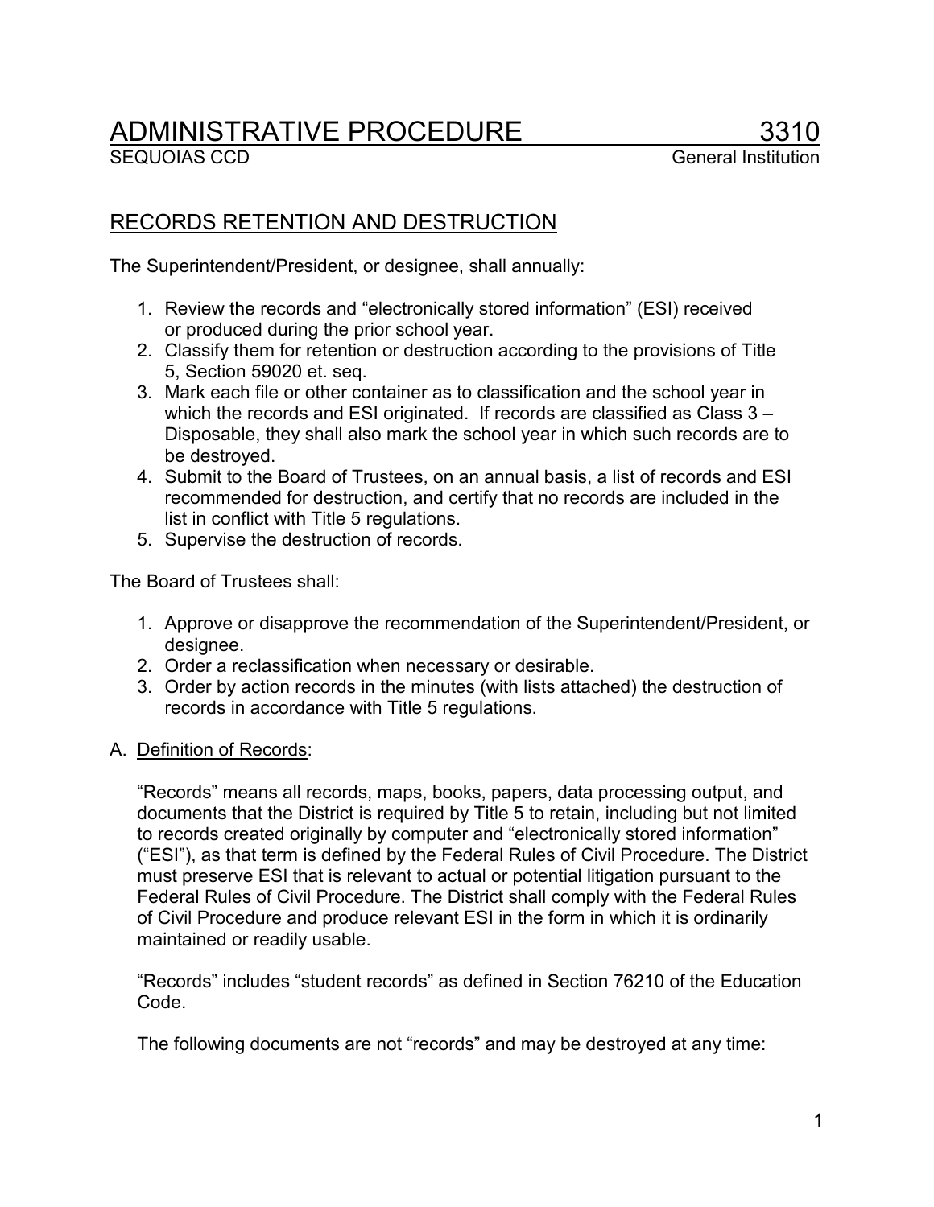# ADMINISTRATIVE PROCEDURE 3310

SEQUOIAS CCD — General Institution

## RECORDS RETENTION AND DESTRUCTION

The Superintendent/President, or designee, shall annually:

1. Review the records and "electronically stored information" (ESI) received or produced during the prior school year.
2. Classify them for retention or destruction according to the provisions of Title 5, Section 59020 et. seq.
3. Mark each file or other container as to classification and the school year in which the records and ESI originated. If records are classified as Class 3 – Disposable, they shall also mark the school year in which such records are to be destroyed.
4. Submit to the Board of Trustees, on an annual basis, a list of records and ESI recommended for destruction, and certify that no records are included in the list in conflict with Title 5 regulations.
5. Supervise the destruction of records.

The Board of Trustees shall:

1. Approve or disapprove the recommendation of the Superintendent/President, or designee.
2. Order a reclassification when necessary or desirable.
3. Order by action records in the minutes (with lists attached) the destruction of records in accordance with Title 5 regulations.

A. Definition of Records:

"Records" means all records, maps, books, papers, data processing output, and documents that the District is required by Title 5 to retain, including but not limited to records created originally by computer and "electronically stored information" ("ESI"), as that term is defined by the Federal Rules of Civil Procedure. The District must preserve ESI that is relevant to actual or potential litigation pursuant to the Federal Rules of Civil Procedure. The District shall comply with the Federal Rules of Civil Procedure and produce relevant ESI in the form in which it is ordinarily maintained or readily usable.

"Records" includes "student records" as defined in Section 76210 of the Education Code.

The following documents are not "records" and may be destroyed at any time: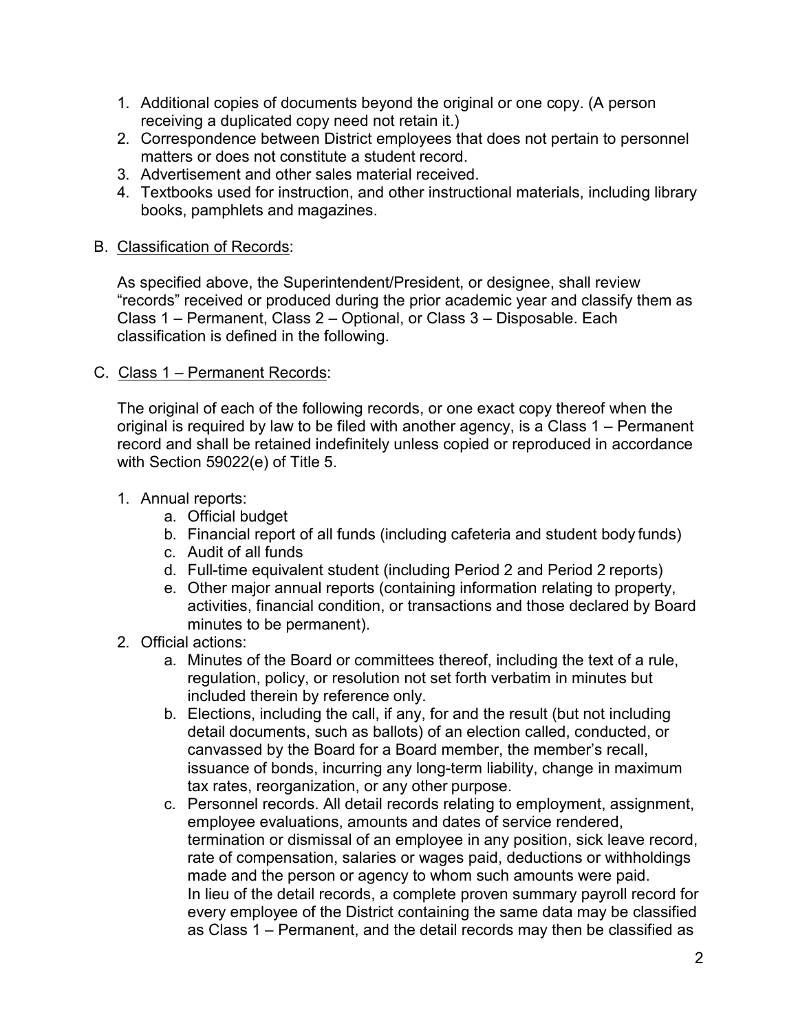1. Additional copies of documents beyond the original or one copy. (A person receiving a duplicated copy need not retain it.)
2. Correspondence between District employees that does not pertain to personnel matters or does not constitute a student record.
3. Advertisement and other sales material received.
4. Textbooks used for instruction, and other instructional materials, including library books, pamphlets and magazines.

B. <u>Classification of Records</u>:

As specified above, the Superintendent/President, or designee, shall review "records" received or produced during the prior academic year and classify them as Class 1 – Permanent, Class 2 – Optional, or Class 3 – Disposable. Each classification is defined in the following.

C. <u>Class 1 – Permanent Records</u>:

The original of each of the following records, or one exact copy thereof when the original is required by law to be filed with another agency, is a Class 1 – Permanent record and shall be retained indefinitely unless copied or reproduced in accordance with Section 59022(e) of Title 5.

1. Annual reports:
   a. Official budget
   b. Financial report of all funds (including cafeteria and student body funds)
   c. Audit of all funds
   d. Full-time equivalent student (including Period 2 and Period 2 reports)
   e. Other major annual reports (containing information relating to property, activities, financial condition, or transactions and those declared by Board minutes to be permanent).
2. Official actions:
   a. Minutes of the Board or committees thereof, including the text of a rule, regulation, policy, or resolution not set forth verbatim in minutes but included therein by reference only.
   b. Elections, including the call, if any, for and the result (but not including detail documents, such as ballots) of an election called, conducted, or canvassed by the Board for a Board member, the member's recall, issuance of bonds, incurring any long-term liability, change in maximum tax rates, reorganization, or any other purpose.
   c. Personnel records. All detail records relating to employment, assignment, employee evaluations, amounts and dates of service rendered, termination or dismissal of an employee in any position, sick leave record, rate of compensation, salaries or wages paid, deductions or withholdings made and the person or agency to whom such amounts were paid.
      In lieu of the detail records, a complete proven summary payroll record for every employee of the District containing the same data may be classified as Class 1 – Permanent, and the detail records may then be classified as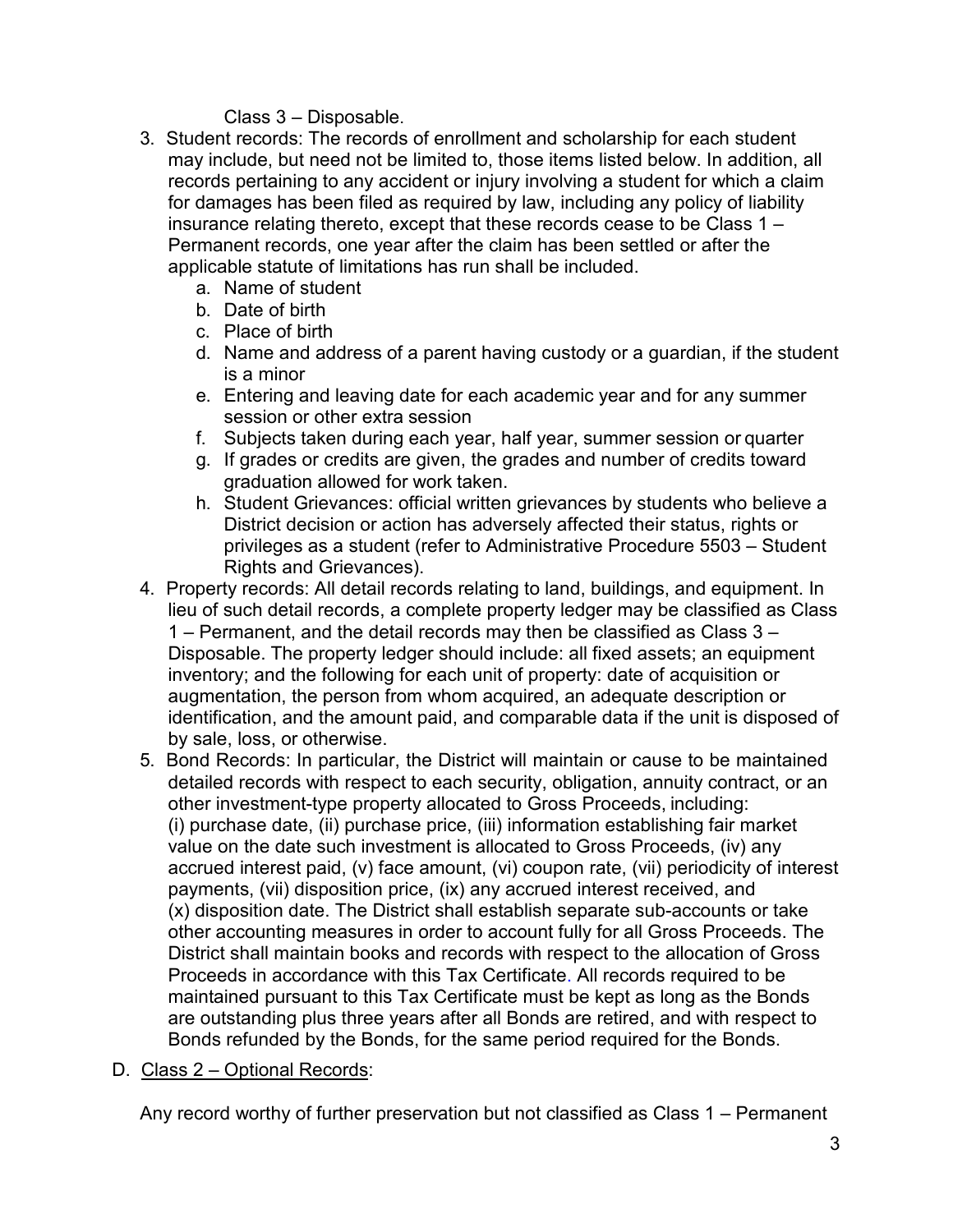Class 3 – Disposable.

3. Student records: The records of enrollment and scholarship for each student may include, but need not be limited to, those items listed below. In addition, all records pertaining to any accident or injury involving a student for which a claim for damages has been filed as required by law, including any policy of liability insurance relating thereto, except that these records cease to be Class 1 – Permanent records, one year after the claim has been settled or after the applicable statute of limitations has run shall be included.
   a. Name of student
   b. Date of birth
   c. Place of birth
   d. Name and address of a parent having custody or a guardian, if the student is a minor
   e. Entering and leaving date for each academic year and for any summer session or other extra session
   f. Subjects taken during each year, half year, summer session or quarter
   g. If grades or credits are given, the grades and number of credits toward graduation allowed for work taken.
   h. Student Grievances: official written grievances by students who believe a District decision or action has adversely affected their status, rights or privileges as a student (refer to Administrative Procedure 5503 – Student Rights and Grievances).
4. Property records: All detail records relating to land, buildings, and equipment. In lieu of such detail records, a complete property ledger may be classified as Class 1 – Permanent, and the detail records may then be classified as Class 3 – Disposable. The property ledger should include: all fixed assets; an equipment inventory; and the following for each unit of property: date of acquisition or augmentation, the person from whom acquired, an adequate description or identification, and the amount paid, and comparable data if the unit is disposed of by sale, loss, or otherwise.
5. Bond Records: In particular, the District will maintain or cause to be maintained detailed records with respect to each security, obligation, annuity contract, or an other investment-type property allocated to Gross Proceeds, including: (i) purchase date, (ii) purchase price, (iii) information establishing fair market value on the date such investment is allocated to Gross Proceeds, (iv) any accrued interest paid, (v) face amount, (vi) coupon rate, (vii) periodicity of interest payments, (vii) disposition price, (ix) any accrued interest received, and (x) disposition date. The District shall establish separate sub-accounts or take other accounting measures in order to account fully for all Gross Proceeds. The District shall maintain books and records with respect to the allocation of Gross Proceeds in accordance with this Tax Certificate. All records required to be maintained pursuant to this Tax Certificate must be kept as long as the Bonds are outstanding plus three years after all Bonds are retired, and with respect to Bonds refunded by the Bonds, for the same period required for the Bonds.

D. Class 2 – Optional Records:

Any record worthy of further preservation but not classified as Class 1 – Permanent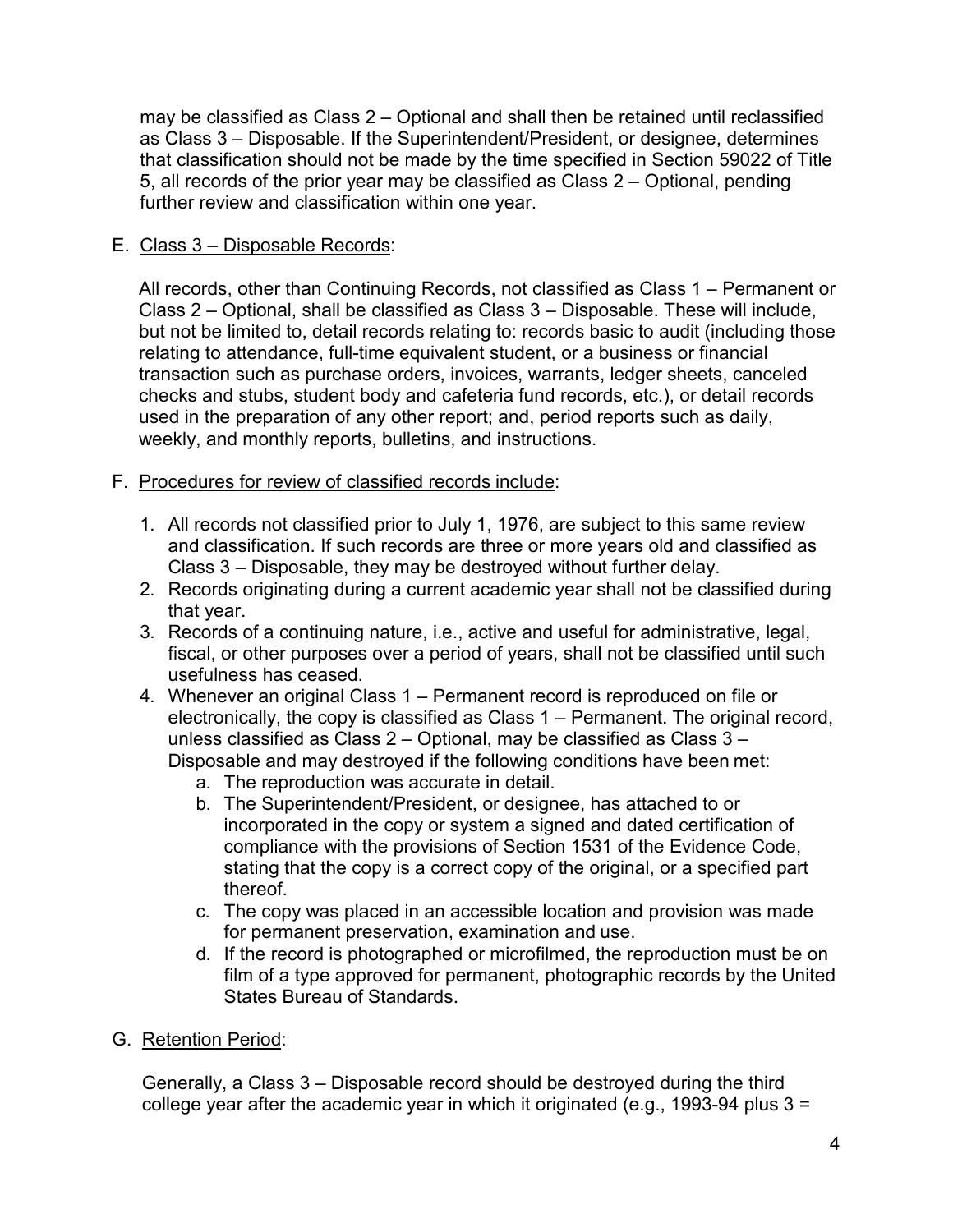may be classified as Class 2 – Optional and shall then be retained until reclassified as Class 3 – Disposable. If the Superintendent/President, or designee, determines that classification should not be made by the time specified in Section 59022 of Title 5, all records of the prior year may be classified as Class 2 – Optional, pending further review and classification within one year.

E. <u>Class 3 – Disposable Records</u>:

   All records, other than Continuing Records, not classified as Class 1 – Permanent or Class 2 – Optional, shall be classified as Class 3 – Disposable. These will include, but not be limited to, detail records relating to: records basic to audit (including those relating to attendance, full-time equivalent student, or a business or financial transaction such as purchase orders, invoices, warrants, ledger sheets, canceled checks and stubs, student body and cafeteria fund records, etc.), or detail records used in the preparation of any other report; and, period reports such as daily, weekly, and monthly reports, bulletins, and instructions.

F. <u>Procedures for review of classified records include</u>:

   1. All records not classified prior to July 1, 1976, are subject to this same review and classification. If such records are three or more years old and classified as Class 3 – Disposable, they may be destroyed without further delay.
   2. Records originating during a current academic year shall not be classified during that year.
   3. Records of a continuing nature, i.e., active and useful for administrative, legal, fiscal, or other purposes over a period of years, shall not be classified until such usefulness has ceased.
   4. Whenever an original Class 1 – Permanent record is reproduced on file or electronically, the copy is classified as Class 1 – Permanent. The original record, unless classified as Class 2 – Optional, may be classified as Class 3 – Disposable and may destroyed if the following conditions have been met:
      a. The reproduction was accurate in detail.
      b. The Superintendent/President, or designee, has attached to or incorporated in the copy or system a signed and dated certification of compliance with the provisions of Section 1531 of the Evidence Code, stating that the copy is a correct copy of the original, or a specified part thereof.
      c. The copy was placed in an accessible location and provision was made for permanent preservation, examination and use.
      d. If the record is photographed or microfilmed, the reproduction must be on film of a type approved for permanent, photographic records by the United States Bureau of Standards.

G. <u>Retention Period</u>:

   Generally, a Class 3 – Disposable record should be destroyed during the third college year after the academic year in which it originated (e.g., 1993-94 plus 3 =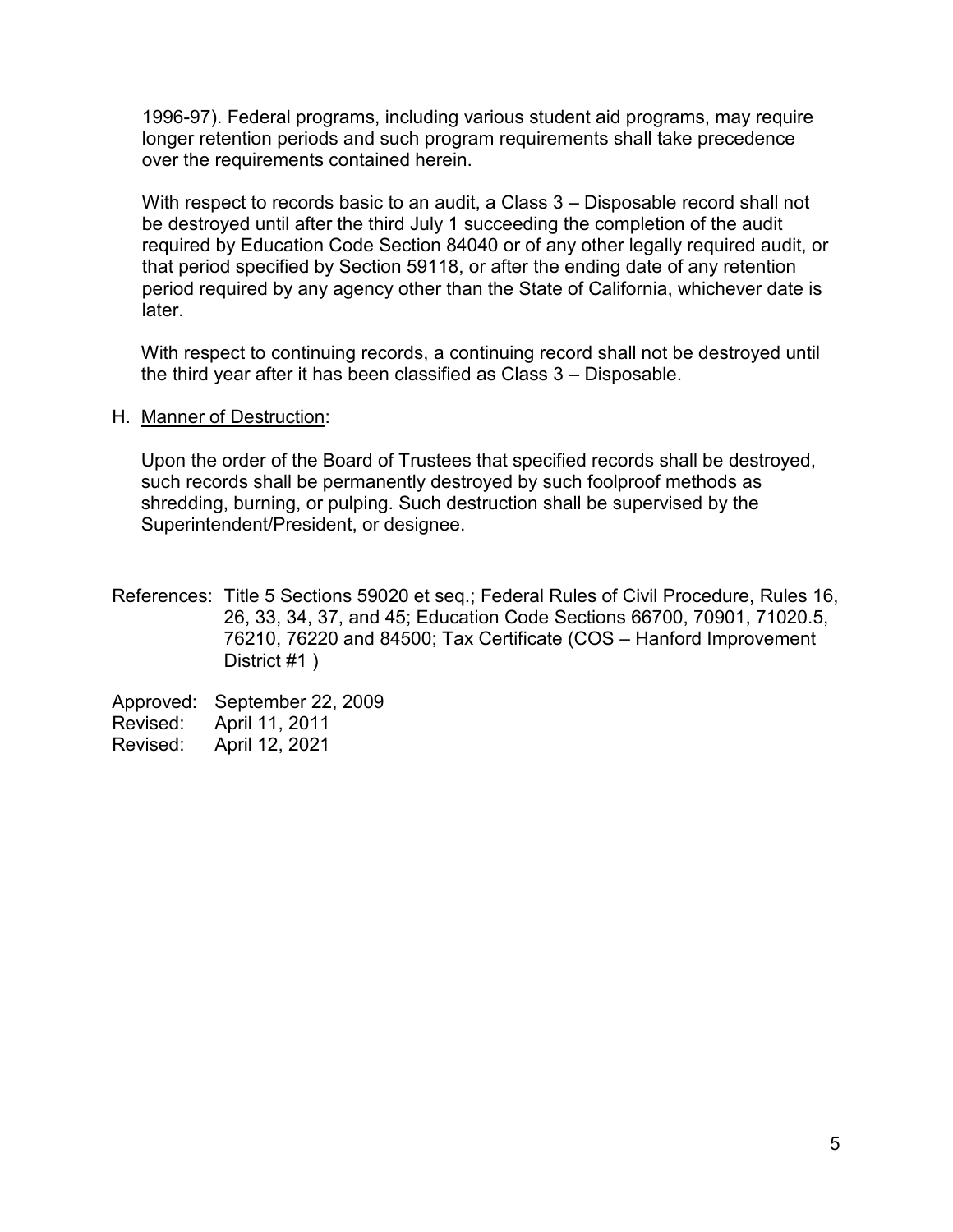1996-97). Federal programs, including various student aid programs, may require longer retention periods and such program requirements shall take precedence over the requirements contained herein.

With respect to records basic to an audit, a Class 3 – Disposable record shall not be destroyed until after the third July 1 succeeding the completion of the audit required by Education Code Section 84040 or of any other legally required audit, or that period specified by Section 59118, or after the ending date of any retention period required by any agency other than the State of California, whichever date is later.

With respect to continuing records, a continuing record shall not be destroyed until the third year after it has been classified as Class 3 – Disposable.

H. Manner of Destruction:

Upon the order of the Board of Trustees that specified records shall be destroyed, such records shall be permanently destroyed by such foolproof methods as shredding, burning, or pulping. Such destruction shall be supervised by the Superintendent/President, or designee.

References: Title 5 Sections 59020 et seq.; Federal Rules of Civil Procedure, Rules 16, 26, 33, 34, 37, and 45; Education Code Sections 66700, 70901, 71020.5, 76210, 76220 and 84500; Tax Certificate (COS – Hanford Improvement District #1 )

Approved: September 22, 2009
Revised: April 11, 2011
Revised: April 12, 2021